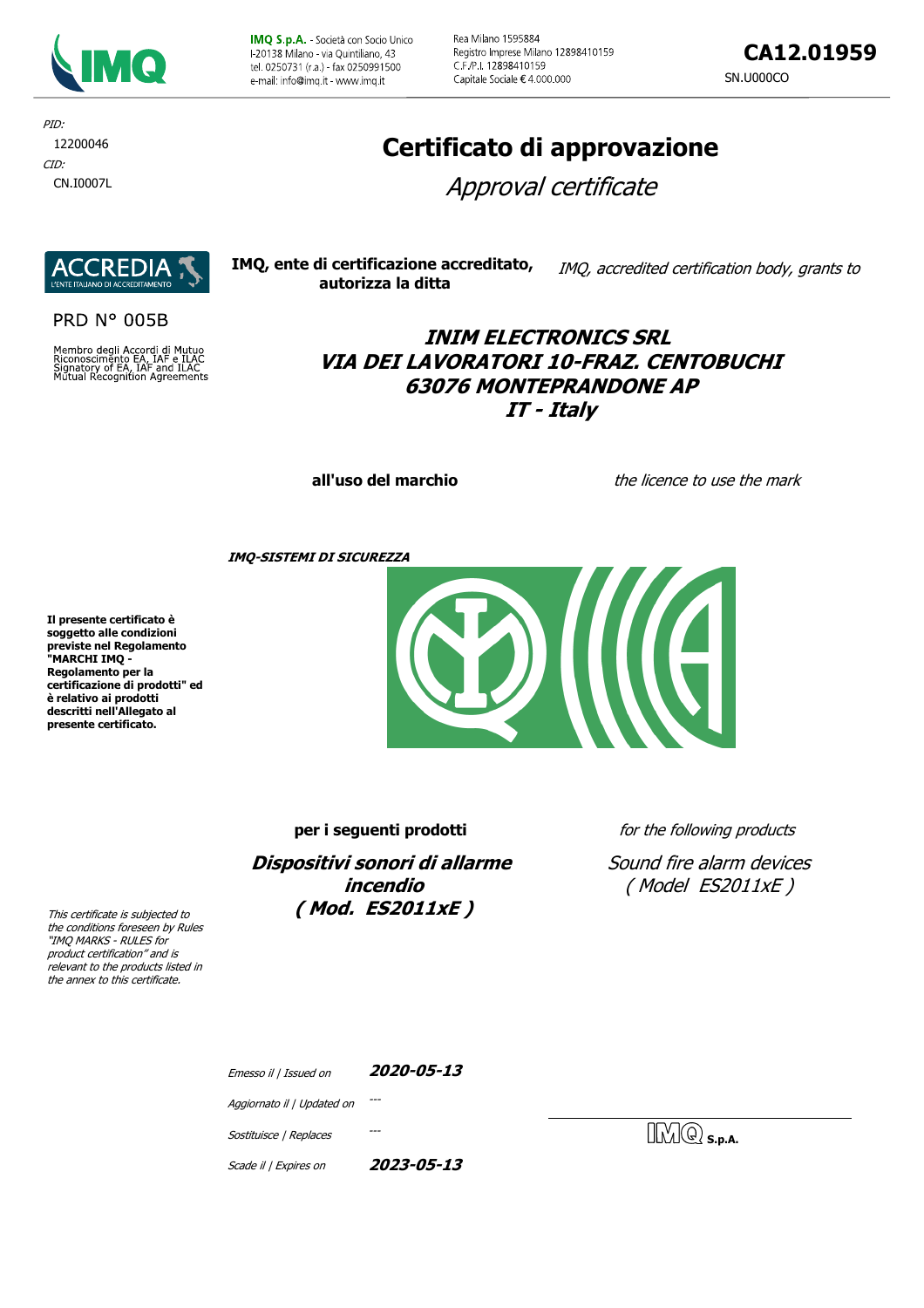**IMQ S.p.A.** - Società con Socio Unico
I-20138 Milano - via Quintiliano, 43
tel. 0250731 (r.a.) - fax 0250991500
e-mail: info@imq.it - www.imq.it

Rea Milano 1595884
Registro Imprese Milano 12898410159
C.F./P.I. 12898410159
Capitale Sociale € 4.000.000

**CA12.01959**

SN.U000CO

*PID:*
12200046
*CID:*
CN.I0007L

# Certificato di approvazione

## *Approval certificate*

ACCREDIA
L'ENTE ITALIANO DI ACCREDITAMENTO

PRD N° 005B

Membro degli Accordi di Mutuo Riconoscimento EA, IAF e ILAC
Signatory of EA, IAF and ILAC Mutual Recognition Agreements

**IMQ, ente di certificazione accreditato, autorizza la ditta**

*IMQ, accredited certification body, grants to*

***INIM ELECTRONICS SRL***
***VIA DEI LAVORATORI 10-FRAZ. CENTOBUCHI***
***63076 MONTEPRANDONE AP***
***IT - Italy***

**all'uso del marchio**

*the licence to use the mark*

***IMQ-SISTEMI DI SICUREZZA***

**Il presente certificato è soggetto alle condizioni previste nel Regolamento "MARCHI IMQ - Regolamento per la certificazione di prodotti" ed è relativo ai prodotti descritti nell'Allegato al presente certificato.**

*This certificate is subjected to the conditions foreseen by Rules "IMQ MARKS - RULES for product certification" and is relevant to the products listed in the annex to this certificate.*

**per i seguenti prodotti**

*for the following products*

***Dispositivi sonori di allarme incendio***
***( Mod. ES2011xE )***

*Sound fire alarm devices*
*( Model ES2011xE )*

| | |
|---|---|
| *Emesso il \| Issued on* | ***2020-05-13*** |
| *Aggiornato il \| Updated on* | --- |
| *Sostituisce \| Replaces* | --- |
| *Scade il \| Expires on* | ***2023-05-13*** |

IMQ **S.p.A.**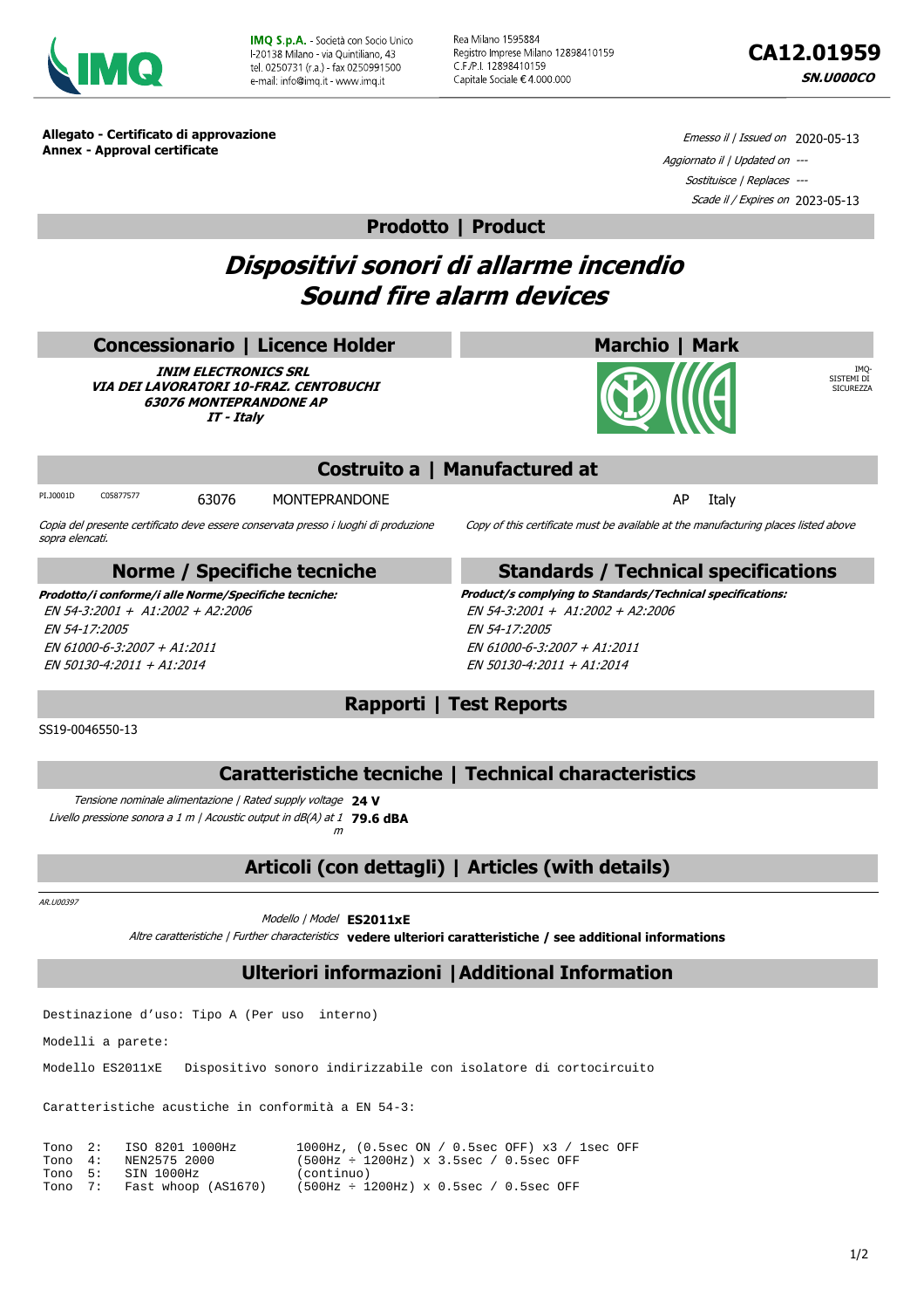**IMQ S.p.A.** - Società con Socio Unico
I-20138 Milano - via Quintiliano, 43
tel. 0250731 (r.a.) - fax 0250991500
e-mail: info@imq.it - www.imq.it

Rea Milano 1595884
Registro Imprese Milano 12898410159
C.F./P.I. 12898410159
Capitale Sociale € 4.000.000

# CA12.01959

***SN.U000CO***

**Allegato - Certificato di approvazione**
**Annex - Approval certificate**

*Emesso il | Issued on* 2020-05-13
*Aggiornato il | Updated on* ---
*Sostituisce | Replaces* ---
*Scade il / Expires on* 2023-05-13

## Prodotto | Product

# *Dispositivi sonori di allarme incendio*
# *Sound fire alarm devices*

## Concessionario | Licence Holder

***INIM ELECTRONICS SRL***
***VIA DEI LAVORATORI 10-FRAZ. CENTOBUCHI***
***63076 MONTEPRANDONE AP***
***IT - Italy***

## Marchio | Mark

IMQ-SISTEMI DI SICUREZZA

## Costruito a | Manufactured at

PI.J0001D C05877577 63076 MONTEPRANDONE AP Italy

*Copia del presente certificato deve essere conservata presso i luoghi di produzione sopra elencati.*

*Copy of this certificate must be available at the manufacturing places listed above*

## Norme / Specifiche tecniche

***Prodotto/i conforme/i alle Norme/Specifiche tecniche:***

*EN 54-3:2001 + A1:2002 + A2:2006*
*EN 54-17:2005*
*EN 61000-6-3:2007 + A1:2011*
*EN 50130-4:2011 + A1:2014*

## Standards / Technical specifications

***Product/s complying to Standards/Technical specifications:***

*EN 54-3:2001 + A1:2002 + A2:2006*
*EN 54-17:2005*
*EN 61000-6-3:2007 + A1:2011*
*EN 50130-4:2011 + A1:2014*

## Rapporti | Test Reports

SS19-0046550-13

## Caratteristiche tecniche | Technical characteristics

*Tensione nominale alimentazione | Rated supply voltage* **24 V**
*Livello pressione sonora a 1 m | Acoustic output in dB(A) at 1 m* **79.6 dBA**

## Articoli (con dettagli) | Articles (with details)

*AR.U00397*

*Modello | Model* **ES2011xE**
*Altre caratteristiche | Further characteristics* **vedere ulteriori caratteristiche / see additional informations**

## Ulteriori informazioni | Additional Information

```
Destinazione d'uso: Tipo A (Per uso  interno)

Modelli a parete:

Modello ES2011xE   Dispositivo sonoro indirizzabile con isolatore di cortocircuito


Caratteristiche acustiche in conformità a EN 54-3:


Tono  2:   ISO 8201 1000Hz         1000Hz, (0.5sec ON / 0.5sec OFF) x3 / 1sec OFF
Tono  4:   NEN2575 2000            (500Hz ÷ 1200Hz) x 3.5sec / 0.5sec OFF
Tono  5:   SIN 1000Hz              (continuo)
Tono  7:   Fast whoop (AS1670)     (500Hz ÷ 1200Hz) x 0.5sec / 0.5sec OFF
```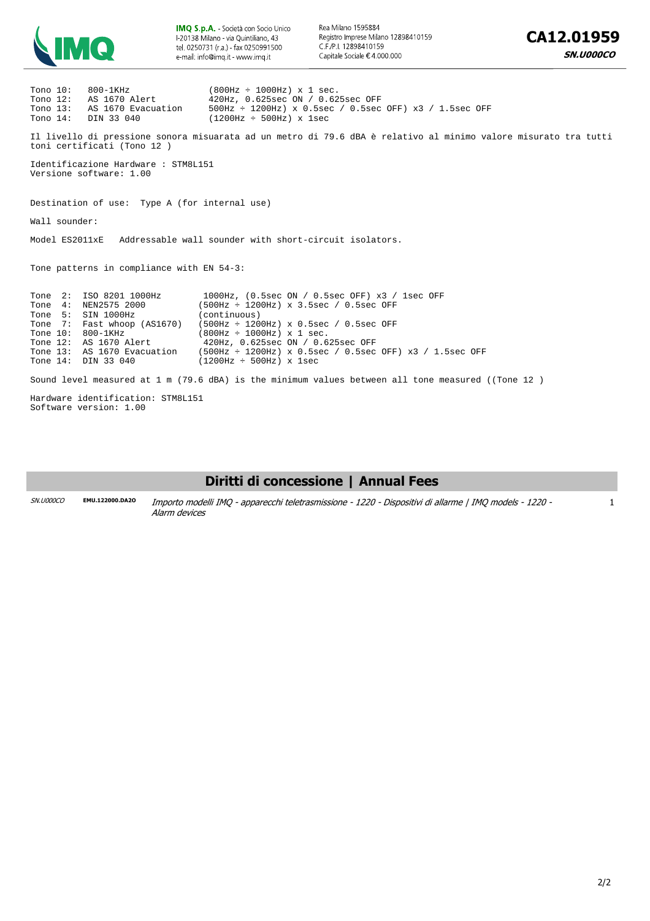| | | |
|---|---|---|
| Tono 10: | 800-1KHz | (800Hz ÷ 1000Hz) x 1 sec. |
| Tono 12: | AS 1670 Alert | 420Hz, 0.625sec ON / 0.625sec OFF |
| Tono 13: | AS 1670 Evacuation | 500Hz ÷ 1200Hz) x 0.5sec / 0.5sec OFF) x3 / 1.5sec OFF |
| Tono 14: | DIN 33 040 | (1200Hz ÷ 500Hz) x 1sec |

Il livello di pressione sonora misuarata ad un metro di 79.6 dBA è relativo al minimo valore misurato tra tutti toni certificati (Tono 12 )

Identificazione Hardware : STM8L151
Versione software: 1.00

Destination of use: Type A (for internal use)

Wall sounder:

Model ES2011xE Addressable wall sounder with short-circuit isolators.

Tone patterns in compliance with EN 54-3:

| | | |
|---|---|---|
| Tone 2: | ISO 8201 1000Hz | 1000Hz, (0.5sec ON / 0.5sec OFF) x3 / 1sec OFF |
| Tone 4: | NEN2575 2000 | (500Hz ÷ 1200Hz) x 3.5sec / 0.5sec OFF |
| Tone 5: | SIN 1000Hz | (continuous) |
| Tone 7: | Fast whoop (AS1670) | (500Hz ÷ 1200Hz) x 0.5sec / 0.5sec OFF |
| Tone 10: | 800-1KHz | (800Hz ÷ 1000Hz) x 1 sec. |
| Tone 12: | AS 1670 Alert | 420Hz, 0.625sec ON / 0.625sec OFF |
| Tone 13: | AS 1670 Evacuation | (500Hz ÷ 1200Hz) x 0.5sec / 0.5sec OFF) x3 / 1.5sec OFF |
| Tone 14: | DIN 33 040 | (1200Hz ÷ 500Hz) x 1sec |

Sound level measured at 1 m (79.6 dBA) is the minimum values between all tone measured ((Tone 12 )

Hardware identification: STM8L151
Software version: 1.00

## Diritti di concessione | Annual Fees

| | | | |
|---|---|---|---|
| *SN.U000CO* | **EMU.122000.DA2O** | *Importo modelli IMQ - apparecchi teletrasmissione - 1220 - Dispositivi di allarme \| IMQ models - 1220 - Alarm devices* | 1 |